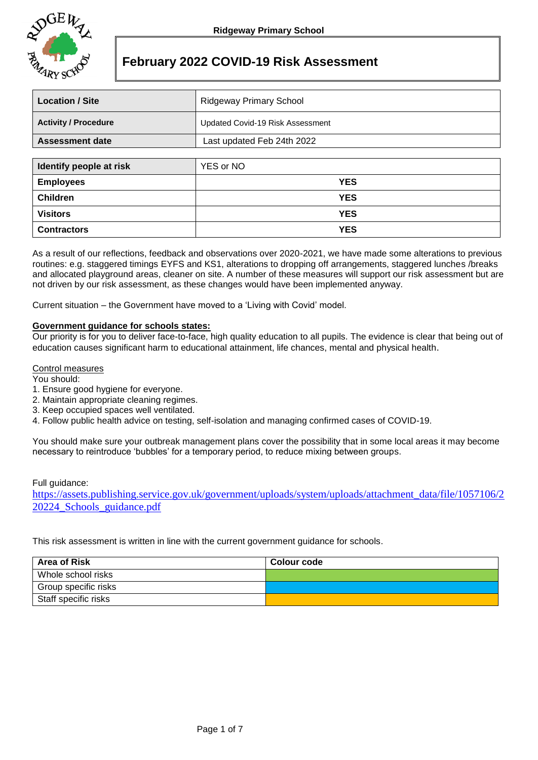Ridgeway Primary School

# February 2022 COVID-19 Risk Assessment

| Location / Site | Ridgeway Primary School |
| --- | --- |
| Activity / Procedure | Updated Covid-19 Risk Assessment |
| Assessment date | Last updated Feb 24th 2022 |

| Identify people at risk | YES or NO |
| --- | --- |
| Employees | YES |
| Children | YES |
| Visitors | YES |
| Contractors | YES |

As a result of our reflections, feedback and observations over 2020-2021, we have made some alterations to previous routines: e.g. staggered timings EYFS and KS1, alterations to dropping off arrangements, staggered lunches /breaks and allocated playground areas, cleaner on site. A number of these measures will support our risk assessment but are not driven by our risk assessment, as these changes would have been implemented anyway.

Current situation – the Government have moved to a 'Living with Covid' model.

**Government guidance for schools states:**

Our priority is for you to deliver face-to-face, high quality education to all pupils. The evidence is clear that being out of education causes significant harm to educational attainment, life chances, mental and physical health.

Control measures

You should:

1. Ensure good hygiene for everyone.
2. Maintain appropriate cleaning regimes.
3. Keep occupied spaces well ventilated.
4. Follow public health advice on testing, self-isolation and managing confirmed cases of COVID-19.

You should make sure your outbreak management plans cover the possibility that in some local areas it may become necessary to reintroduce 'bubbles' for a temporary period, to reduce mixing between groups.

Full guidance:
https://assets.publishing.service.gov.uk/government/uploads/system/uploads/attachment_data/file/1057106/220224_Schools_guidance.pdf

This risk assessment is written in line with the current government guidance for schools.

| Area of Risk | Colour code |
| --- | --- |
| Whole school risks | Green |
| Group specific risks | Blue |
| Staff specific risks | Orange |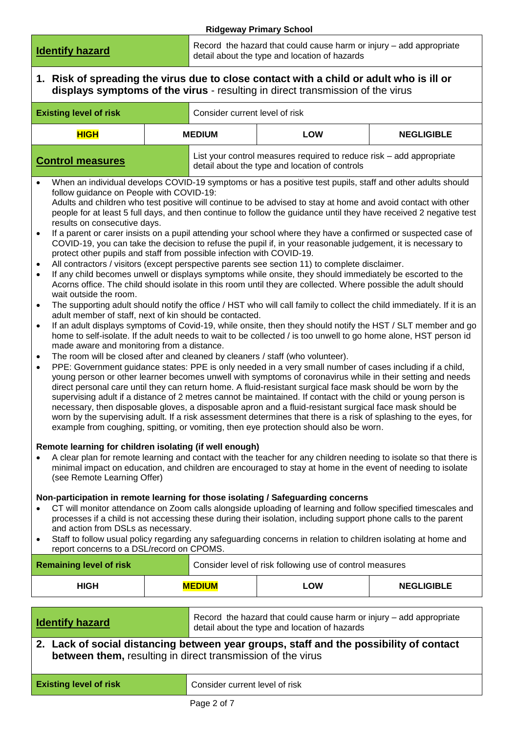**Ridgeway Primary School**

| **Identify hazard** | Record the hazard that could cause harm or injury – add appropriate detail about the type and location of hazards | | |
|---|---|---|---|

**1. Risk of spreading the virus due to close contact with a child or adult who is ill or displays symptoms of the virus** - resulting in direct transmission of the virus

| **Existing level of risk** | Consider current level of risk | | |
|---|---|---|---|
| **==HIGH==** | **MEDIUM** | **LOW** | **NEGLIGIBLE** |

| **Control measures** | List your control measures required to reduce risk – add appropriate detail about the type and location of controls |
|---|---|

- When an individual develops COVID-19 symptoms or has a positive test pupils, staff and other adults should follow guidance on People with COVID-19:
  Adults and children who test positive will continue to be advised to stay at home and avoid contact with other people for at least 5 full days, and then continue to follow the guidance until they have received 2 negative test results on consecutive days.
- If a parent or carer insists on a pupil attending your school where they have a confirmed or suspected case of COVID-19, you can take the decision to refuse the pupil if, in your reasonable judgement, it is necessary to protect other pupils and staff from possible infection with COVID-19.
- All contractors / visitors (except perspective parents see section 11) to complete disclaimer.
- If any child becomes unwell or displays symptoms while onsite, they should immediately be escorted to the Acorns office. The child should isolate in this room until they are collected. Where possible the adult should wait outside the room.
- The supporting adult should notify the office / HST who will call family to collect the child immediately. If it is an adult member of staff, next of kin should be contacted.
- If an adult displays symptoms of Covid-19, while onsite, then they should notify the HST / SLT member and go home to self-isolate. If the adult needs to wait to be collected / is too unwell to go home alone, HST person id made aware and monitoring from a distance.
- The room will be closed after and cleaned by cleaners / staff (who volunteer).
- PPE: Government guidance states: PPE is only needed in a very small number of cases including if a child, young person or other learner becomes unwell with symptoms of coronavirus while in their setting and needs direct personal care until they can return home. A fluid-resistant surgical face mask should be worn by the supervising adult if a distance of 2 metres cannot be maintained. If contact with the child or young person is necessary, then disposable gloves, a disposable apron and a fluid-resistant surgical face mask should be worn by the supervising adult. If a risk assessment determines that there is a risk of splashing to the eyes, for example from coughing, spitting, or vomiting, then eye protection should also be worn.

**Remote learning for children isolating (if well enough)**

- A clear plan for remote learning and contact with the teacher for any children needing to isolate so that there is minimal impact on education, and children are encouraged to stay at home in the event of needing to isolate (see Remote Learning Offer)

**Non-participation in remote learning for those isolating / Safeguarding concerns**

- CT will monitor attendance on Zoom calls alongside uploading of learning and follow specified timescales and processes if a child is not accessing these during their isolation, including support phone calls to the parent and action from DSLs as necessary.
- Staff to follow usual policy regarding any safeguarding concerns in relation to children isolating at home and report concerns to a DSL/record on CPOMS.

| **Remaining level of risk** | Consider level of risk following use of control measures | | |
|---|---|---|---|
| **HIGH** | **==MEDIUM==** | **LOW** | **NEGLIGIBLE** |

| **Identify hazard** | Record the hazard that could cause harm or injury – add appropriate detail about the type and location of hazards |
|---|---|

**2. Lack of social distancing between year groups, staff and the possibility of contact between them,** resulting in direct transmission of the virus

| **Existing level of risk** | Consider current level of risk |
|---|---|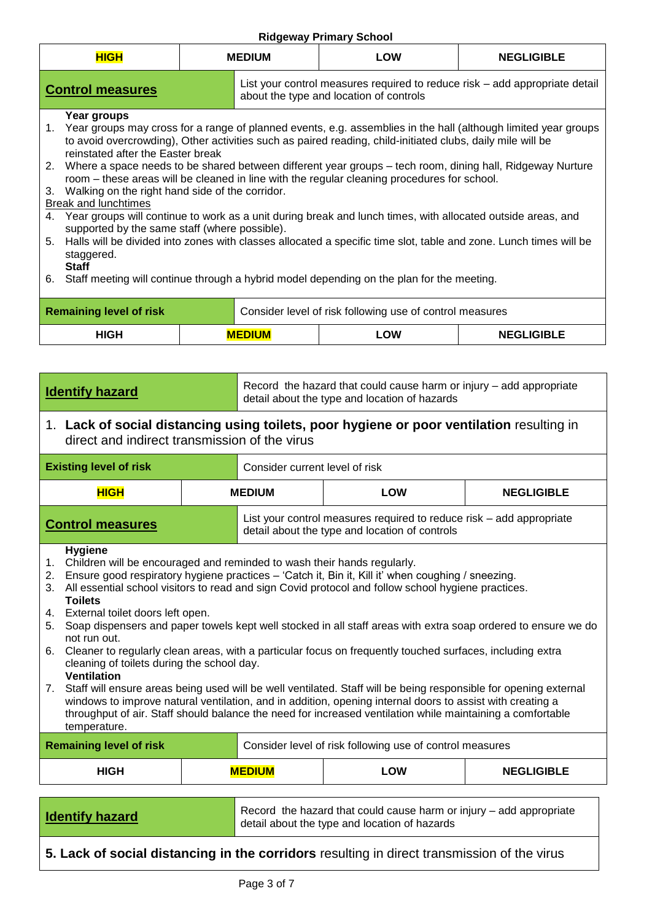| HIGH | MEDIUM | LOW | NEGLIGIBLE |
|---|---|---|---|

| **Control measures** | List your control measures required to reduce risk – add appropriate detail about the type and location of controls |
|---|---|

**Year groups**

1. Year groups may cross for a range of planned events, e.g. assemblies in the hall (although limited year groups to avoid overcrowding), Other activities such as paired reading, child-initiated clubs, daily mile will be reinstated after the Easter break
2. Where a space needs to be shared between different year groups – tech room, dining hall, Ridgeway Nurture room – these areas will be cleaned in line with the regular cleaning procedures for school.
3. Walking on the right hand side of the corridor.

Break and lunchtimes

4. Year groups will continue to work as a unit during break and lunch times, with allocated outside areas, and supported by the same staff (where possible).
5. Halls will be divided into zones with classes allocated a specific time slot, table and zone. Lunch times will be staggered.

**Staff**

6. Staff meeting will continue through a hybrid model depending on the plan for the meeting.

| **Remaining level of risk** | Consider level of risk following use of control measures | | |
|---|---|---|---|
| HIGH | **MEDIUM** | LOW | NEGLIGIBLE |

| **Identify hazard** | Record the hazard that could cause harm or injury – add appropriate detail about the type and location of hazards |
|---|---|

1. **Lack of social distancing using toilets, poor hygiene or poor ventilation** resulting in direct and indirect transmission of the virus

| **Existing level of risk** | Consider current level of risk | | |
|---|---|---|---|
| **HIGH** | MEDIUM | LOW | NEGLIGIBLE |

| **Control measures** | List your control measures required to reduce risk – add appropriate detail about the type and location of controls |
|---|---|

**Hygiene**

1. Children will be encouraged and reminded to wash their hands regularly.
2. Ensure good respiratory hygiene practices – 'Catch it, Bin it, Kill it' when coughing / sneezing.
3. All essential school visitors to read and sign Covid protocol and follow school hygiene practices.

**Toilets**

4. External toilet doors left open.
5. Soap dispensers and paper towels kept well stocked in all staff areas with extra soap ordered to ensure we do not run out.
6. Cleaner to regularly clean areas, with a particular focus on frequently touched surfaces, including extra cleaning of toilets during the school day.

**Ventilation**

7. Staff will ensure areas being used will be well ventilated. Staff will be being responsible for opening external windows to improve natural ventilation, and in addition, opening internal doors to assist with creating a throughput of air. Staff should balance the need for increased ventilation while maintaining a comfortable temperature.

| **Remaining level of risk** | Consider level of risk following use of control measures | | |
|---|---|---|---|
| HIGH | **MEDIUM** | LOW | NEGLIGIBLE |

| **Identify hazard** | Record the hazard that could cause harm or injury – add appropriate detail about the type and location of hazards |
|---|---|

**5. Lack of social distancing in the corridors** resulting in direct transmission of the virus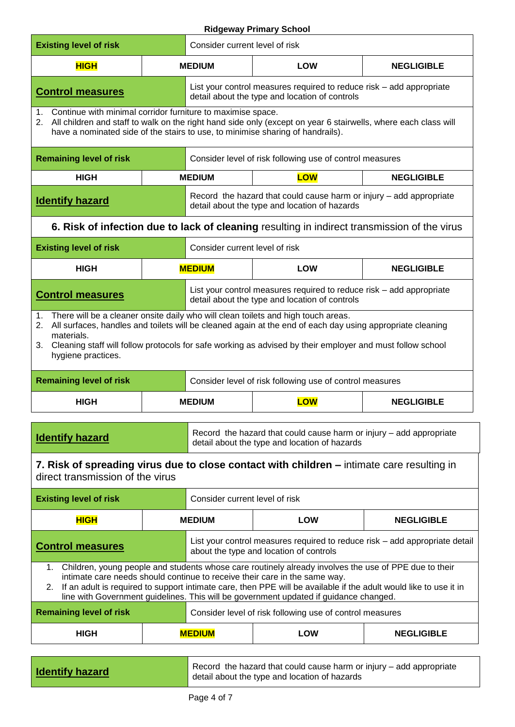| Existing level of risk | Consider current level of risk | | |
|---|---|---|---|
| **HIGH** | MEDIUM | LOW | NEGLIGIBLE |
| **Control measures** | List your control measures required to reduce risk – add appropriate detail about the type and location of controls | | |

1. Continue with minimal corridor furniture to maximise space.
2. All children and staff to walk on the right hand side only (except on year 6 stairwells, where each class will have a nominated side of the stairs to use, to minimise sharing of handrails).

| Remaining level of risk | Consider level of risk following use of control measures | | |
|---|---|---|---|
| HIGH | MEDIUM | **LOW** | NEGLIGIBLE |

| Identify hazard | Record the hazard that could cause harm or injury – add appropriate detail about the type and location of hazards |
|---|---|

**6. Risk of infection due to lack of cleaning** resulting in indirect transmission of the virus

| Existing level of risk | Consider current level of risk | | |
|---|---|---|---|
| HIGH | **MEDIUM** | LOW | NEGLIGIBLE |
| **Control measures** | List your control measures required to reduce risk – add appropriate detail about the type and location of controls | | |

1. There will be a cleaner onsite daily who will clean toilets and high touch areas.
2. All surfaces, handles and toilets will be cleaned again at the end of each day using appropriate cleaning materials.
3. Cleaning staff will follow protocols for safe working as advised by their employer and must follow school hygiene practices.

| Remaining level of risk | Consider level of risk following use of control measures | | |
|---|---|---|---|
| HIGH | MEDIUM | **LOW** | NEGLIGIBLE |

| Identify hazard | Record the hazard that could cause harm or injury – add appropriate detail about the type and location of hazards |
|---|---|

**7. Risk of spreading virus due to close contact with children –** intimate care resulting in direct transmission of the virus

| Existing level of risk | Consider current level of risk | | |
|---|---|---|---|
| **HIGH** | MEDIUM | LOW | NEGLIGIBLE |
| **Control measures** | List your control measures required to reduce risk – add appropriate detail about the type and location of controls | | |

1. Children, young people and students whose care routinely already involves the use of PPE due to their intimate care needs should continue to receive their care in the same way.
2. If an adult is required to support intimate care, then PPE will be available if the adult would like to use it in line with Government guidelines. This will be government updated if guidance changed.

| Remaining level of risk | Consider level of risk following use of control measures | | |
|---|---|---|---|
| HIGH | **MEDIUM** | LOW | NEGLIGIBLE |

| Identify hazard | Record the hazard that could cause harm or injury – add appropriate detail about the type and location of hazards |
|---|---|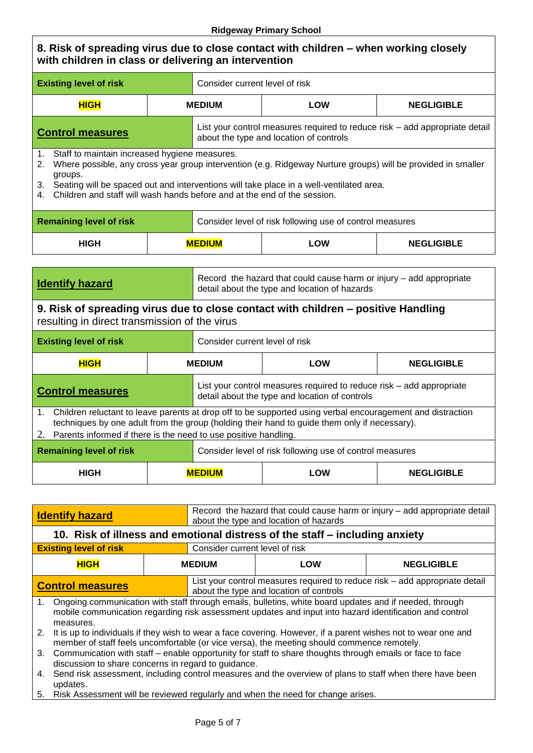## 8. Risk of spreading virus due to close contact with children – when working closely with children in class or delivering an intervention

| **Existing level of risk** | Consider current level of risk | | |
|---|---|---|---|
| **HIGH** | **MEDIUM** | **LOW** | **NEGLIGIBLE** |

| **Control measures** | List your control measures required to reduce risk – add appropriate detail about the type and location of controls |
|---|---|

1. Staff to maintain increased hygiene measures.
2. Where possible, any cross year group intervention (e.g. Ridgeway Nurture groups) will be provided in smaller groups.
3. Seating will be spaced out and interventions will take place in a well-ventilated area.
4. Children and staff will wash hands before and at the end of the session.

| **Remaining level of risk** | Consider level of risk following use of control measures | | |
|---|---|---|---|
| **HIGH** | **MEDIUM** | **LOW** | **NEGLIGIBLE** |

| **Identify hazard** | Record the hazard that could cause harm or injury – add appropriate detail about the type and location of hazards |
|---|---|

## 9. Risk of spreading virus due to close contact with children – positive Handling resulting in direct transmission of the virus

| **Existing level of risk** | Consider current level of risk | | |
|---|---|---|---|
| **HIGH** | **MEDIUM** | **LOW** | **NEGLIGIBLE** |

| **Control measures** | List your control measures required to reduce risk – add appropriate detail about the type and location of controls |
|---|---|

1. Children reluctant to leave parents at drop off to be supported using verbal encouragement and distraction techniques by one adult from the group (holding their hand to guide them only if necessary).
2. Parents informed if there is the need to use positive handling.

| **Remaining level of risk** | Consider level of risk following use of control measures | | |
|---|---|---|---|
| **HIGH** | **MEDIUM** | **LOW** | **NEGLIGIBLE** |

| **Identify hazard** | Record the hazard that could cause harm or injury – add appropriate detail about the type and location of hazards |
|---|---|

## 10. Risk of illness and emotional distress of the staff – including anxiety

| **Existing level of risk** | Consider current level of risk | | |
|---|---|---|---|
| **HIGH** | **MEDIUM** | **LOW** | **NEGLIGIBLE** |

| **Control measures** | List your control measures required to reduce risk – add appropriate detail about the type and location of controls |
|---|---|

1. Ongoing communication with staff through emails, bulletins, white board updates and if needed, through mobile communication regarding risk assessment updates and input into hazard identification and control measures.
2. It is up to individuals if they wish to wear a face covering. However, if a parent wishes not to wear one and member of staff feels uncomfortable (or vice versa), the meeting should commence remotely.
3. Communication with staff – enable opportunity for staff to share thoughts through emails or face to face discussion to share concerns in regard to guidance.
4. Send risk assessment, including control measures and the overview of plans to staff when there have been updates.
5. Risk Assessment will be reviewed regularly and when the need for change arises.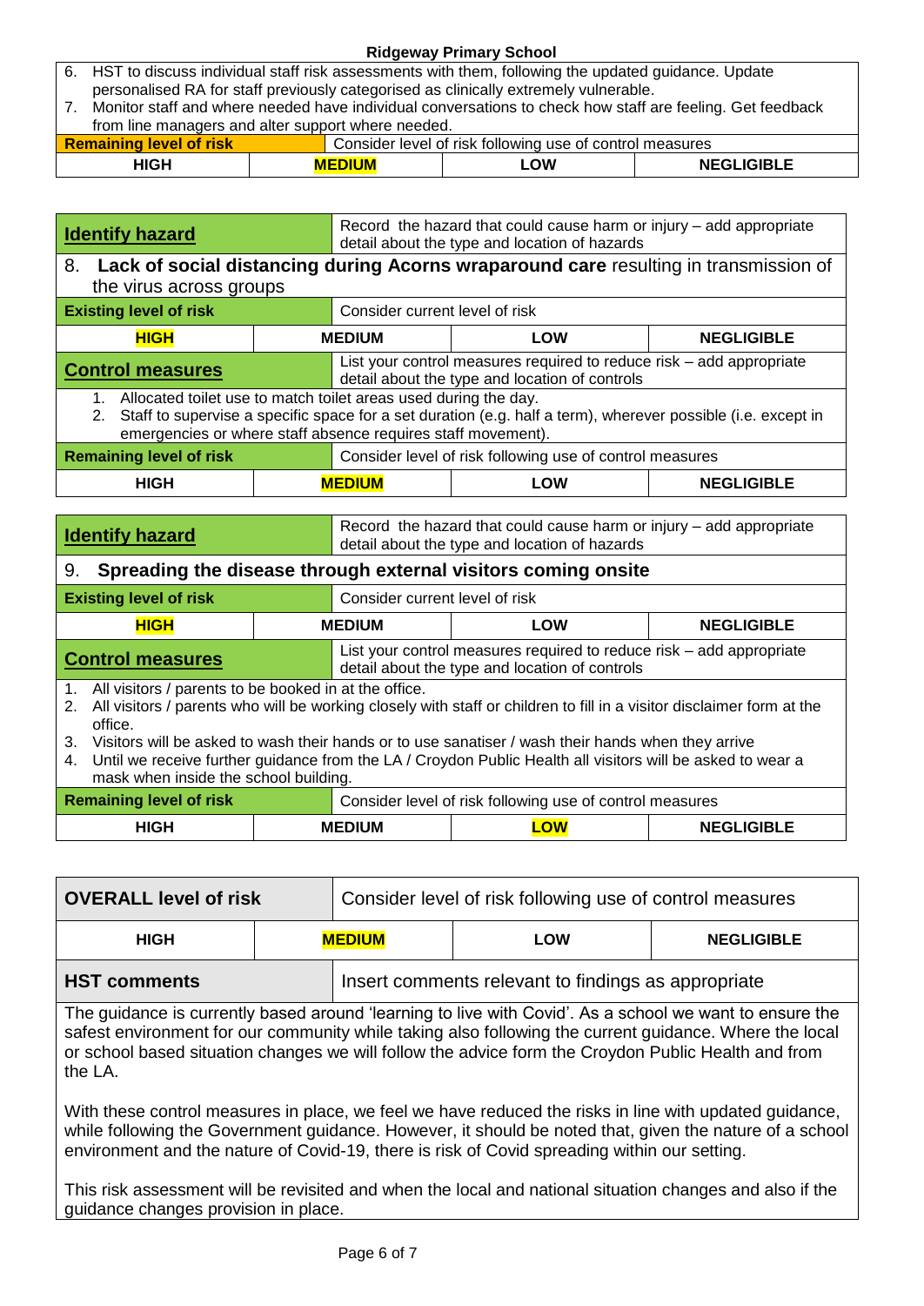6. HST to discuss individual staff risk assessments with them, following the updated guidance. Update personalised RA for staff previously categorised as clinically extremely vulnerable.
7. Monitor staff and where needed have individual conversations to check how staff are feeling. Get feedback from line managers and alter support where needed.

| **Remaining level of risk** | Consider level of risk following use of control measures | | |
|---|---|---|---|
| **HIGH** | **MEDIUM** | **LOW** | **NEGLIGIBLE** |

| **Identify hazard** | Record the hazard that could cause harm or injury – add appropriate detail about the type and location of hazards | | |
|---|---|---|---|
| **8. Lack of social distancing during Acorns wraparound care** resulting in transmission of the virus across groups | | | |
| **Existing level of risk** | Consider current level of risk | | |
| **HIGH** | **MEDIUM** | **LOW** | **NEGLIGIBLE** |
| **Control measures** | List your control measures required to reduce risk – add appropriate detail about the type and location of controls | | |

1. Allocated toilet use to match toilet areas used during the day.
2. Staff to supervise a specific space for a set duration (e.g. half a term), wherever possible (i.e. except in emergencies or where staff absence requires staff movement).

| **Remaining level of risk** | Consider level of risk following use of control measures | | |
|---|---|---|---|
| **HIGH** | **MEDIUM** | **LOW** | **NEGLIGIBLE** |

| **Identify hazard** | Record the hazard that could cause harm or injury – add appropriate detail about the type and location of hazards | | |
|---|---|---|---|
| **9. Spreading the disease through external visitors coming onsite** | | | |
| **Existing level of risk** | Consider current level of risk | | |
| **HIGH** | **MEDIUM** | **LOW** | **NEGLIGIBLE** |
| **Control measures** | List your control measures required to reduce risk – add appropriate detail about the type and location of controls | | |

1. All visitors / parents to be booked in at the office.
2. All visitors / parents who will be working closely with staff or children to fill in a visitor disclaimer form at the office.
3. Visitors will be asked to wash their hands or to use sanatiser / wash their hands when they arrive
4. Until we receive further guidance from the LA / Croydon Public Health all visitors will be asked to wear a mask when inside the school building.

| **Remaining level of risk** | Consider level of risk following use of control measures | | |
|---|---|---|---|
| **HIGH** | **MEDIUM** | **LOW** | **NEGLIGIBLE** |

| **OVERALL level of risk** | Consider level of risk following use of control measures | | |
|---|---|---|---|
| **HIGH** | **MEDIUM** | **LOW** | **NEGLIGIBLE** |
| **HST comments** | Insert comments relevant to findings as appropriate | | |

The guidance is currently based around 'learning to live with Covid'. As a school we want to ensure the safest environment for our community while taking also following the current guidance. Where the local or school based situation changes we will follow the advice form the Croydon Public Health and from the LA.

With these control measures in place, we feel we have reduced the risks in line with updated guidance, while following the Government guidance. However, it should be noted that, given the nature of a school environment and the nature of Covid-19, there is risk of Covid spreading within our setting.

This risk assessment will be revisited and when the local and national situation changes and also if the guidance changes provision in place.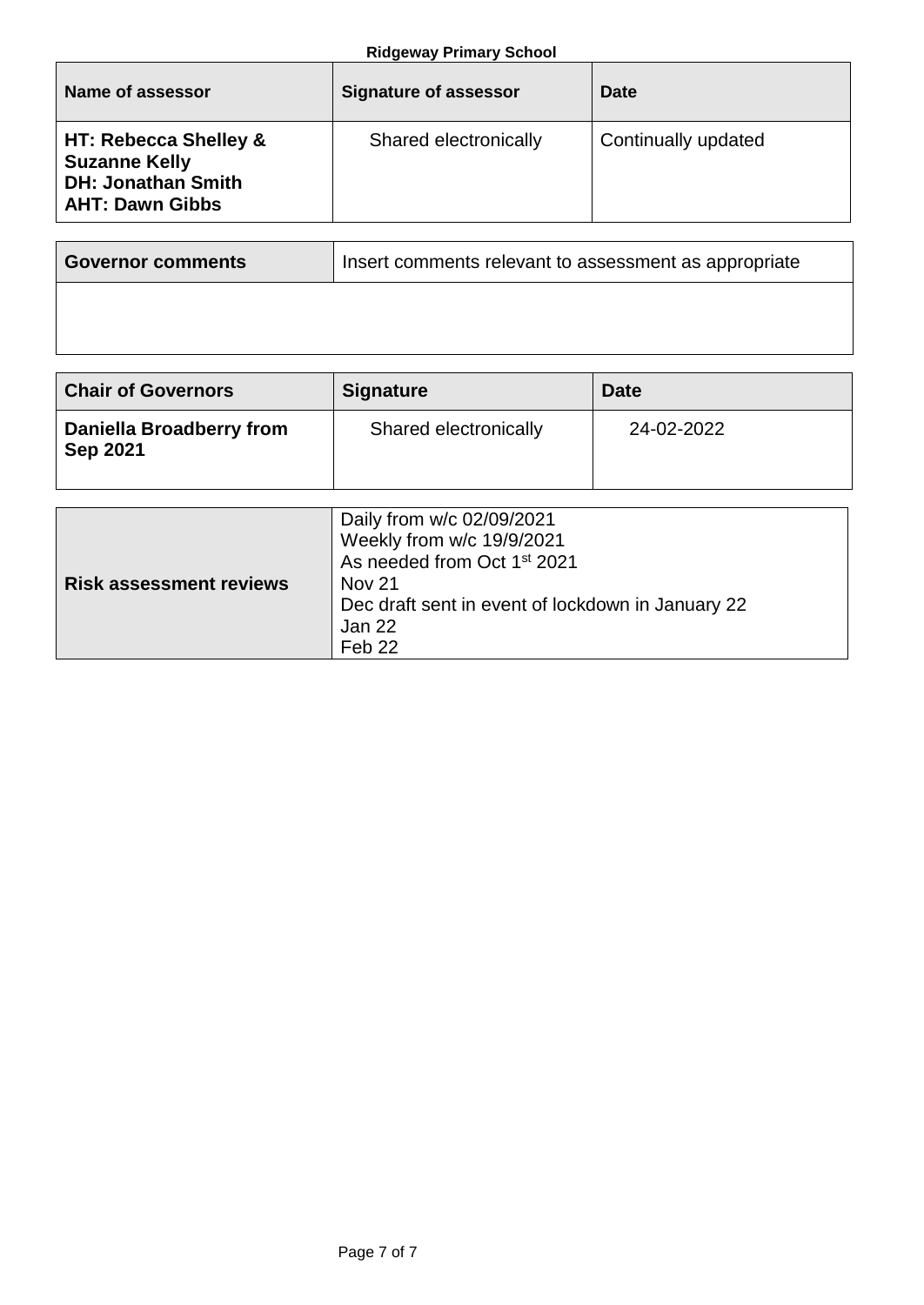| **Name of assessor** | **Signature of assessor** | **Date** |
|---|---|---|
| **HT: Rebecca Shelley & Suzanne Kelly**<br>**DH: Jonathan Smith**<br>**AHT: Dawn Gibbs** | Shared electronically | Continually updated |

| **Governor comments** | Insert comments relevant to assessment as appropriate |
|---|---|
| | |

| **Chair of Governors** | **Signature** | **Date** |
|---|---|---|
| **Daniella Broadberry from Sep 2021** | Shared electronically | 24-02-2022 |

| | |
|---|---|
| **Risk assessment reviews** | Daily from w/c 02/09/2021<br>Weekly from w/c 19/9/2021<br>As needed from Oct 1st 2021<br>Nov 21<br>Dec draft sent in event of lockdown in January 22<br>Jan 22<br>Feb 22 |